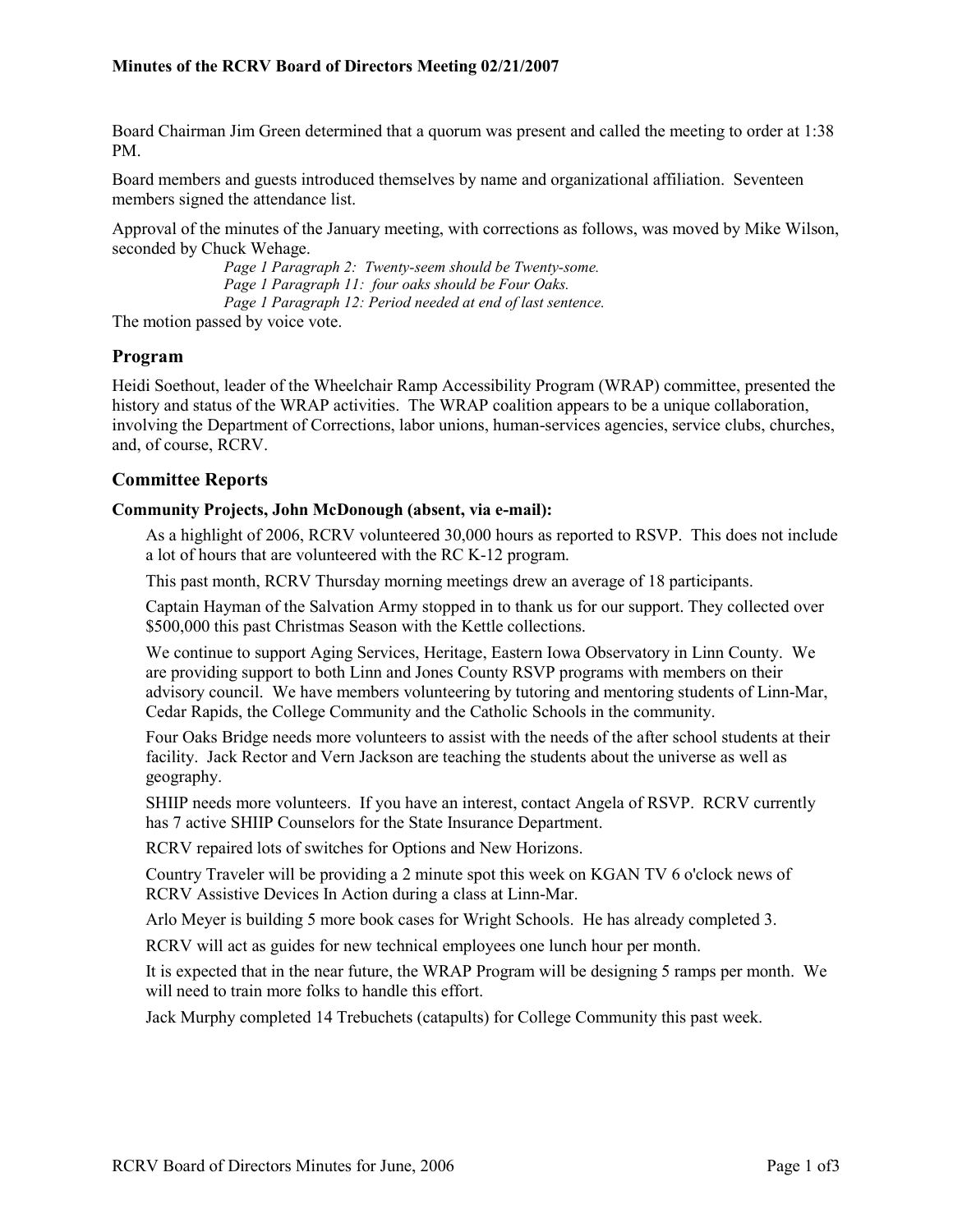**Minutes of the RCRV Board of Directors Meeting 02/21/2007**

Board Chairman Jim Green determined that a quorum was present and called the meeting to order at 1:38 PM.

Board members and guests introduced themselves by name and organizational affiliation. Seventeen members signed the attendance list.

Approval of the minutes of the January meeting, with corrections as follows, was moved by Mike Wilson, seconded by Chuck Wehage.

> *Page 1 Paragraph 2: Twenty-seem should be Twenty-some.*
> *Page 1 Paragraph 11: four oaks should be Four Oaks.*
> *Page 1 Paragraph 12: Period needed at end of last sentence.*

The motion passed by voice vote.

## Program

Heidi Soethout, leader of the Wheelchair Ramp Accessibility Program (WRAP) committee, presented the history and status of the WRAP activities. The WRAP coalition appears to be a unique collaboration, involving the Department of Corrections, labor unions, human-services agencies, service clubs, churches, and, of course, RCRV.

## Committee Reports

### Community Projects, John McDonough (absent, via e-mail):

As a highlight of 2006, RCRV volunteered 30,000 hours as reported to RSVP. This does not include a lot of hours that are volunteered with the RC K-12 program.

This past month, RCRV Thursday morning meetings drew an average of 18 participants.

Captain Hayman of the Salvation Army stopped in to thank us for our support. They collected over $500,000 this past Christmas Season with the Kettle collections.

We continue to support Aging Services, Heritage, Eastern Iowa Observatory in Linn County. We are providing support to both Linn and Jones County RSVP programs with members on their advisory council. We have members volunteering by tutoring and mentoring students of Linn-Mar, Cedar Rapids, the College Community and the Catholic Schools in the community.

Four Oaks Bridge needs more volunteers to assist with the needs of the after school students at their facility. Jack Rector and Vern Jackson are teaching the students about the universe as well as geography.

SHIIP needs more volunteers. If you have an interest, contact Angela of RSVP. RCRV currently has 7 active SHIIP Counselors for the State Insurance Department.

RCRV repaired lots of switches for Options and New Horizons.

Country Traveler will be providing a 2 minute spot this week on KGAN TV 6 o'clock news of RCRV Assistive Devices In Action during a class at Linn-Mar.

Arlo Meyer is building 5 more book cases for Wright Schools. He has already completed 3.

RCRV will act as guides for new technical employees one lunch hour per month.

It is expected that in the near future, the WRAP Program will be designing 5 ramps per month. We will need to train more folks to handle this effort.

Jack Murphy completed 14 Trebuchets (catapults) for College Community this past week.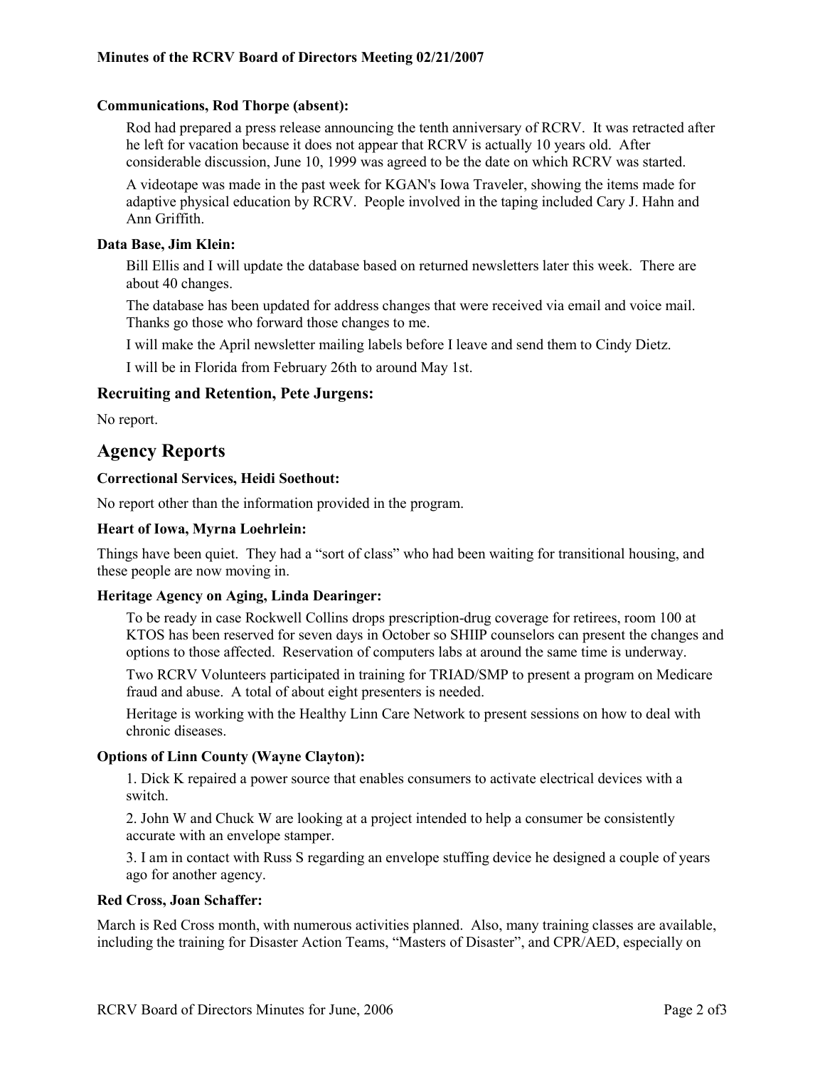**Communications, Rod Thorpe (absent):**

Rod had prepared a press release announcing the tenth anniversary of RCRV. It was retracted after he left for vacation because it does not appear that RCRV is actually 10 years old. After considerable discussion, June 10, 1999 was agreed to be the date on which RCRV was started.

A videotape was made in the past week for KGAN's Iowa Traveler, showing the items made for adaptive physical education by RCRV. People involved in the taping included Cary J. Hahn and Ann Griffith.

**Data Base, Jim Klein:**

Bill Ellis and I will update the database based on returned newsletters later this week. There are about 40 changes.

The database has been updated for address changes that were received via email and voice mail. Thanks go those who forward those changes to me.

I will make the April newsletter mailing labels before I leave and send them to Cindy Dietz.

I will be in Florida from February 26th to around May 1st.

### Recruiting and Retention, Pete Jurgens:

No report.

## Agency Reports

**Correctional Services, Heidi Soethout:**

No report other than the information provided in the program.

**Heart of Iowa, Myrna Loehrlein:**

Things have been quiet. They had a "sort of class" who had been waiting for transitional housing, and these people are now moving in.

**Heritage Agency on Aging, Linda Dearinger:**

To be ready in case Rockwell Collins drops prescription-drug coverage for retirees, room 100 at KTOS has been reserved for seven days in October so SHIIP counselors can present the changes and options to those affected. Reservation of computers labs at around the same time is underway.

Two RCRV Volunteers participated in training for TRIAD/SMP to present a program on Medicare fraud and abuse. A total of about eight presenters is needed.

Heritage is working with the Healthy Linn Care Network to present sessions on how to deal with chronic diseases.

**Options of Linn County (Wayne Clayton):**

1. Dick K repaired a power source that enables consumers to activate electrical devices with a switch.

2. John W and Chuck W are looking at a project intended to help a consumer be consistently accurate with an envelope stamper.

3. I am in contact with Russ S regarding an envelope stuffing device he designed a couple of years ago for another agency.

**Red Cross, Joan Schaffer:**

March is Red Cross month, with numerous activities planned. Also, many training classes are available, including the training for Disaster Action Teams, "Masters of Disaster", and CPR/AED, especially on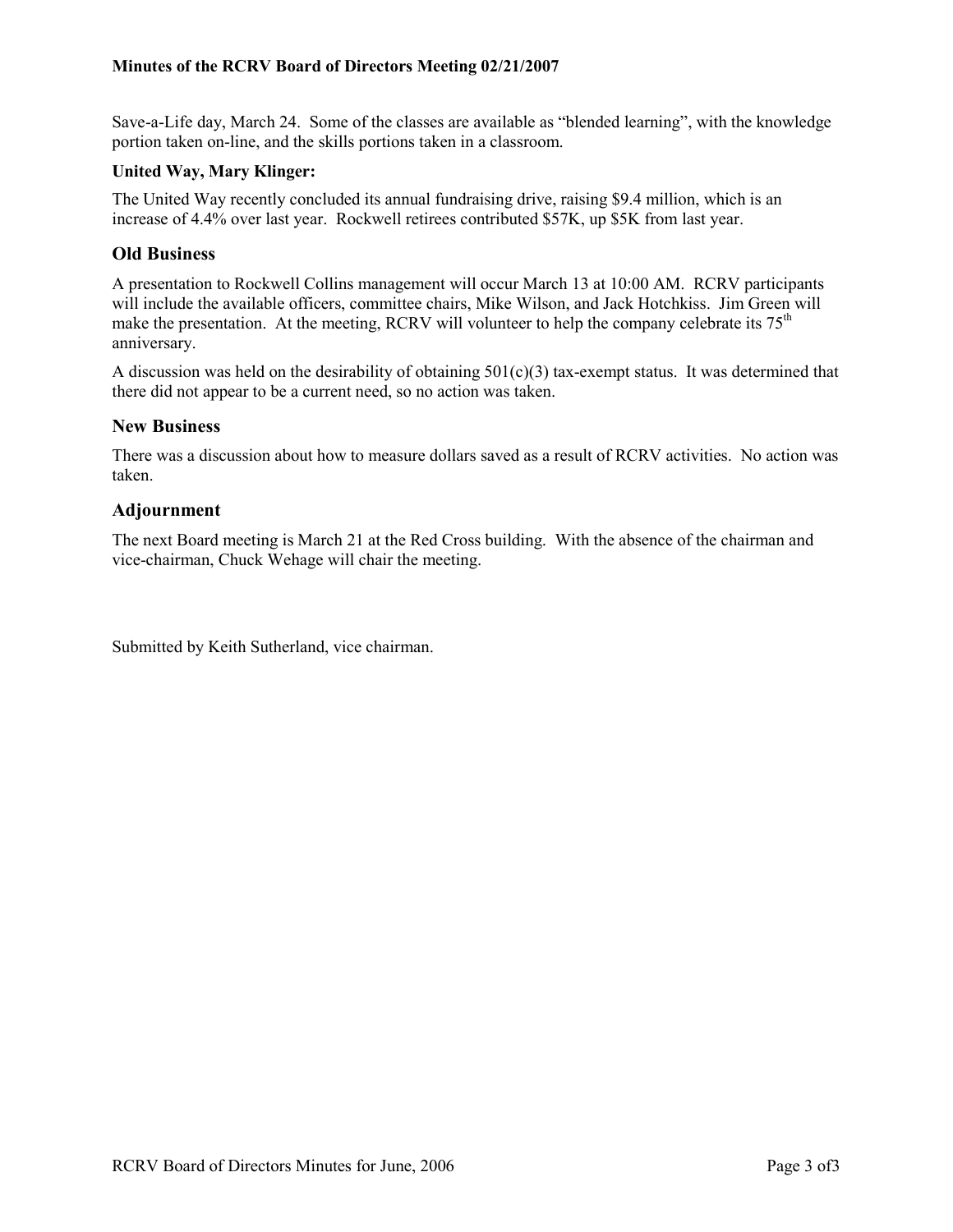Save-a-Life day, March 24. Some of the classes are available as "blended learning", with the knowledge portion taken on-line, and the skills portions taken in a classroom.

**United Way, Mary Klinger:**

The United Way recently concluded its annual fundraising drive, raising $9.4 million, which is an increase of 4.4% over last year. Rockwell retirees contributed $57K, up $5K from last year.

## Old Business

A presentation to Rockwell Collins management will occur March 13 at 10:00 AM. RCRV participants will include the available officers, committee chairs, Mike Wilson, and Jack Hotchkiss. Jim Green will make the presentation. At the meeting, RCRV will volunteer to help the company celebrate its $75^{th}$ anniversary.

A discussion was held on the desirability of obtaining 501(c)(3) tax-exempt status. It was determined that there did not appear to be a current need, so no action was taken.

## New Business

There was a discussion about how to measure dollars saved as a result of RCRV activities. No action was taken.

## Adjournment

The next Board meeting is March 21 at the Red Cross building. With the absence of the chairman and vice-chairman, Chuck Wehage will chair the meeting.

Submitted by Keith Sutherland, vice chairman.